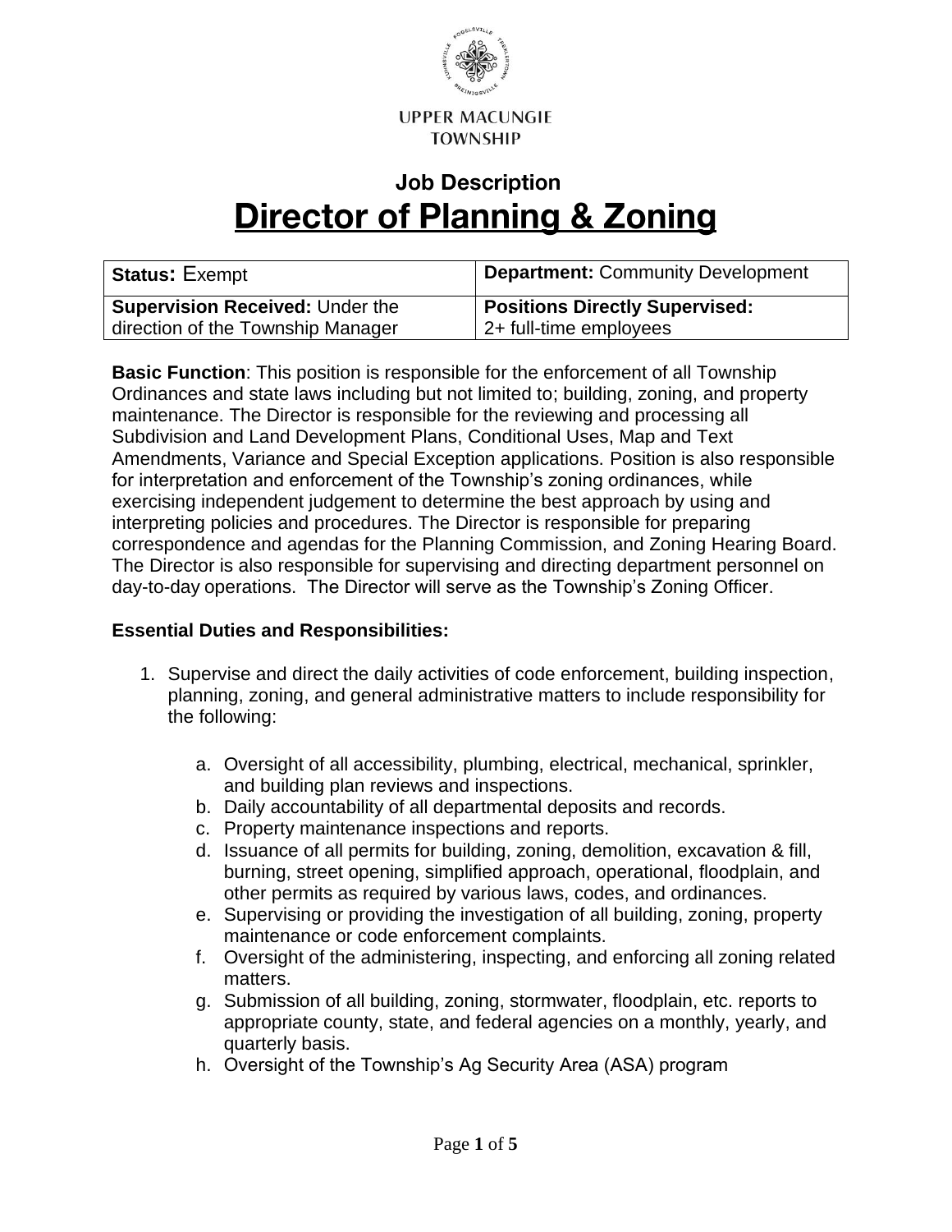UPPER MACUNGIE TOWNSHIP

# Job Description

# Director of Planning & Zoning

| **Status:** Exempt | **Department:** Community Development |
|---|---|
| **Supervision Received:** Under the direction of the Township Manager | **Positions Directly Supervised:** 2+ full-time employees |

**Basic Function**: This position is responsible for the enforcement of all Township Ordinances and state laws including but not limited to; building, zoning, and property maintenance. The Director is responsible for the reviewing and processing all Subdivision and Land Development Plans, Conditional Uses, Map and Text Amendments, Variance and Special Exception applications. Position is also responsible for interpretation and enforcement of the Township's zoning ordinances, while exercising independent judgement to determine the best approach by using and interpreting policies and procedures. The Director is responsible for preparing correspondence and agendas for the Planning Commission, and Zoning Hearing Board. The Director is also responsible for supervising and directing department personnel on day-to-day operations. The Director will serve as the Township's Zoning Officer.

**Essential Duties and Responsibilities:**

1. Supervise and direct the daily activities of code enforcement, building inspection, planning, zoning, and general administrative matters to include responsibility for the following:

    a. Oversight of all accessibility, plumbing, electrical, mechanical, sprinkler, and building plan reviews and inspections.
    b. Daily accountability of all departmental deposits and records.
    c. Property maintenance inspections and reports.
    d. Issuance of all permits for building, zoning, demolition, excavation & fill, burning, street opening, simplified approach, operational, floodplain, and other permits as required by various laws, codes, and ordinances.
    e. Supervising or providing the investigation of all building, zoning, property maintenance or code enforcement complaints.
    f. Oversight of the administering, inspecting, and enforcing all zoning related matters.
    g. Submission of all building, zoning, stormwater, floodplain, etc. reports to appropriate county, state, and federal agencies on a monthly, yearly, and quarterly basis.
    h. Oversight of the Township's Ag Security Area (ASA) program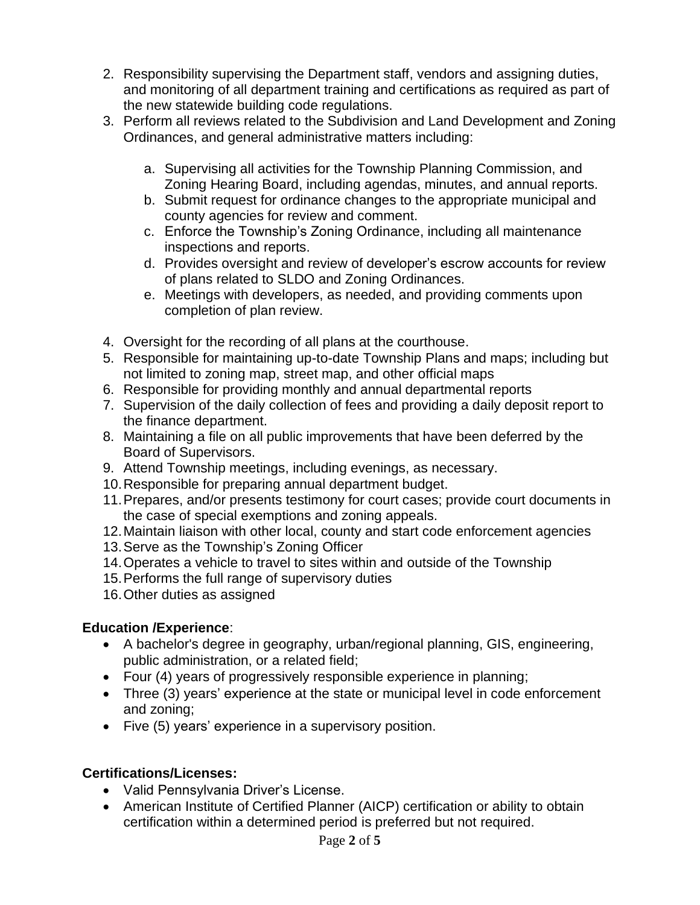2. Responsibility supervising the Department staff, vendors and assigning duties, and monitoring of all department training and certifications as required as part of the new statewide building code regulations.
3. Perform all reviews related to the Subdivision and Land Development and Zoning Ordinances, and general administrative matters including:

    a. Supervising all activities for the Township Planning Commission, and Zoning Hearing Board, including agendas, minutes, and annual reports.
    b. Submit request for ordinance changes to the appropriate municipal and county agencies for review and comment.
    c. Enforce the Township's Zoning Ordinance, including all maintenance inspections and reports.
    d. Provides oversight and review of developer's escrow accounts for review of plans related to SLDO and Zoning Ordinances.
    e. Meetings with developers, as needed, and providing comments upon completion of plan review.

4. Oversight for the recording of all plans at the courthouse.
5. Responsible for maintaining up-to-date Township Plans and maps; including but not limited to zoning map, street map, and other official maps
6. Responsible for providing monthly and annual departmental reports
7. Supervision of the daily collection of fees and providing a daily deposit report to the finance department.
8. Maintaining a file on all public improvements that have been deferred by the Board of Supervisors.
9. Attend Township meetings, including evenings, as necessary.
10. Responsible for preparing annual department budget.
11. Prepares, and/or presents testimony for court cases; provide court documents in the case of special exemptions and zoning appeals.
12. Maintain liaison with other local, county and start code enforcement agencies
13. Serve as the Township's Zoning Officer
14. Operates a vehicle to travel to sites within and outside of the Township
15. Performs the full range of supervisory duties
16. Other duties as assigned

**Education /Experience**:

- A bachelor's degree in geography, urban/regional planning, GIS, engineering, public administration, or a related field;
- Four (4) years of progressively responsible experience in planning;
- Three (3) years' experience at the state or municipal level in code enforcement and zoning;
- Five (5) years' experience in a supervisory position.

**Certifications/Licenses:**

- Valid Pennsylvania Driver's License.
- American Institute of Certified Planner (AICP) certification or ability to obtain certification within a determined period is preferred but not required.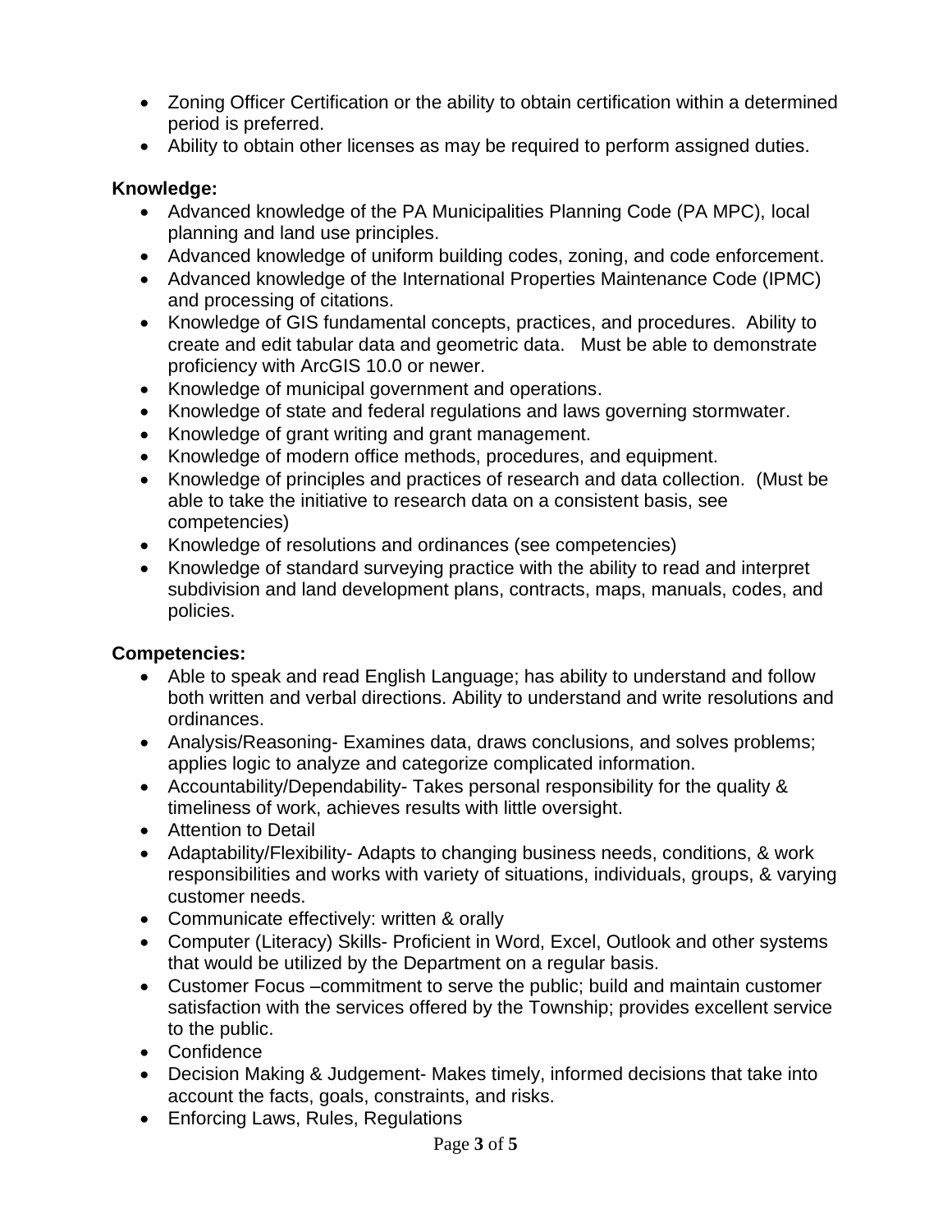- Zoning Officer Certification or the ability to obtain certification within a determined period is preferred.
- Ability to obtain other licenses as may be required to perform assigned duties.

**Knowledge:**

- Advanced knowledge of the PA Municipalities Planning Code (PA MPC), local planning and land use principles.
- Advanced knowledge of uniform building codes, zoning, and code enforcement.
- Advanced knowledge of the International Properties Maintenance Code (IPMC) and processing of citations.
- Knowledge of GIS fundamental concepts, practices, and procedures. Ability to create and edit tabular data and geometric data. Must be able to demonstrate proficiency with ArcGIS 10.0 or newer.
- Knowledge of municipal government and operations.
- Knowledge of state and federal regulations and laws governing stormwater.
- Knowledge of grant writing and grant management.
- Knowledge of modern office methods, procedures, and equipment.
- Knowledge of principles and practices of research and data collection. (Must be able to take the initiative to research data on a consistent basis, see competencies)
- Knowledge of resolutions and ordinances (see competencies)
- Knowledge of standard surveying practice with the ability to read and interpret subdivision and land development plans, contracts, maps, manuals, codes, and policies.

**Competencies:**

- Able to speak and read English Language; has ability to understand and follow both written and verbal directions. Ability to understand and write resolutions and ordinances.
- Analysis/Reasoning- Examines data, draws conclusions, and solves problems; applies logic to analyze and categorize complicated information.
- Accountability/Dependability- Takes personal responsibility for the quality & timeliness of work, achieves results with little oversight.
- Attention to Detail
- Adaptability/Flexibility- Adapts to changing business needs, conditions, & work responsibilities and works with variety of situations, individuals, groups, & varying customer needs.
- Communicate effectively: written & orally
- Computer (Literacy) Skills- Proficient in Word, Excel, Outlook and other systems that would be utilized by the Department on a regular basis.
- Customer Focus –commitment to serve the public; build and maintain customer satisfaction with the services offered by the Township; provides excellent service to the public.
- Confidence
- Decision Making & Judgement- Makes timely, informed decisions that take into account the facts, goals, constraints, and risks.
- Enforcing Laws, Rules, Regulations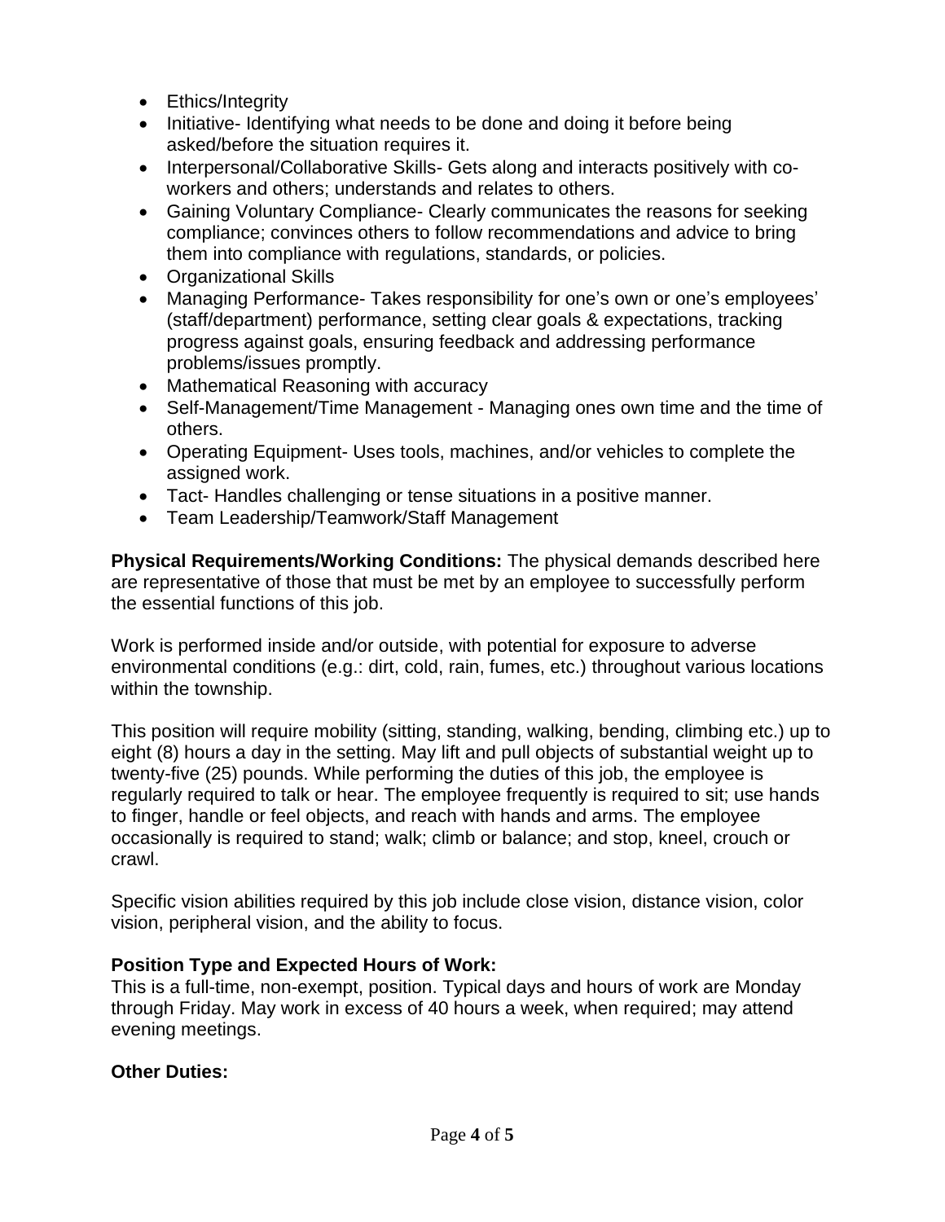- Ethics/Integrity
- Initiative- Identifying what needs to be done and doing it before being asked/before the situation requires it.
- Interpersonal/Collaborative Skills- Gets along and interacts positively with co-workers and others; understands and relates to others.
- Gaining Voluntary Compliance- Clearly communicates the reasons for seeking compliance; convinces others to follow recommendations and advice to bring them into compliance with regulations, standards, or policies.
- Organizational Skills
- Managing Performance- Takes responsibility for one's own or one's employees' (staff/department) performance, setting clear goals & expectations, tracking progress against goals, ensuring feedback and addressing performance problems/issues promptly.
- Mathematical Reasoning with accuracy
- Self-Management/Time Management - Managing ones own time and the time of others.
- Operating Equipment- Uses tools, machines, and/or vehicles to complete the assigned work.
- Tact- Handles challenging or tense situations in a positive manner.
- Team Leadership/Teamwork/Staff Management

**Physical Requirements/Working Conditions:** The physical demands described here are representative of those that must be met by an employee to successfully perform the essential functions of this job.

Work is performed inside and/or outside, with potential for exposure to adverse environmental conditions (e.g.: dirt, cold, rain, fumes, etc.) throughout various locations within the township.

This position will require mobility (sitting, standing, walking, bending, climbing etc.) up to eight (8) hours a day in the setting. May lift and pull objects of substantial weight up to twenty-five (25) pounds. While performing the duties of this job, the employee is regularly required to talk or hear. The employee frequently is required to sit; use hands to finger, handle or feel objects, and reach with hands and arms. The employee occasionally is required to stand; walk; climb or balance; and stop, kneel, crouch or crawl.

Specific vision abilities required by this job include close vision, distance vision, color vision, peripheral vision, and the ability to focus.

**Position Type and Expected Hours of Work:**
This is a full-time, non-exempt, position. Typical days and hours of work are Monday through Friday. May work in excess of 40 hours a week, when required; may attend evening meetings.

**Other Duties:**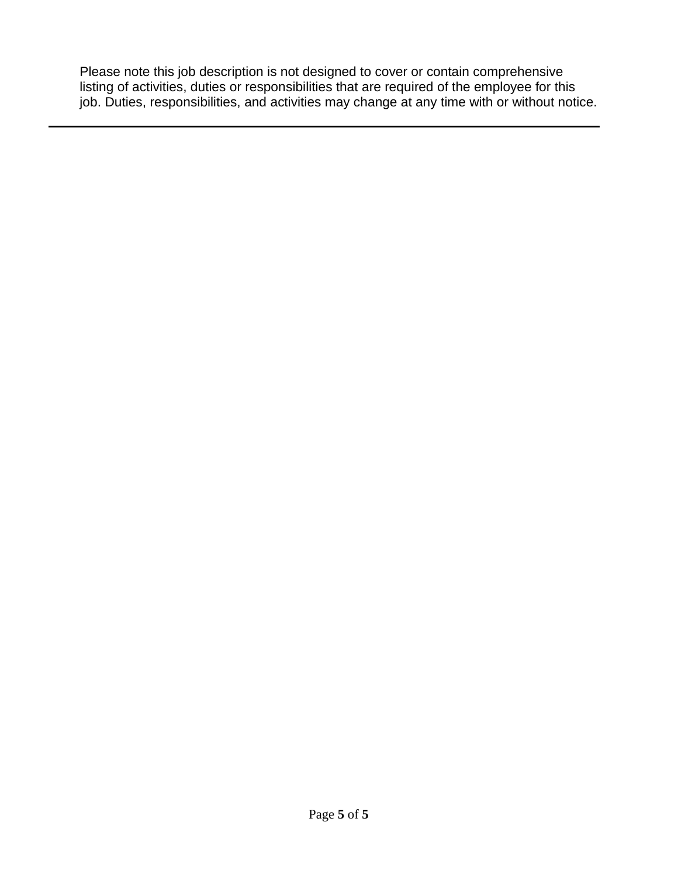Please note this job description is not designed to cover or contain comprehensive listing of activities, duties or responsibilities that are required of the employee for this job. Duties, responsibilities, and activities may change at any time with or without notice.

---